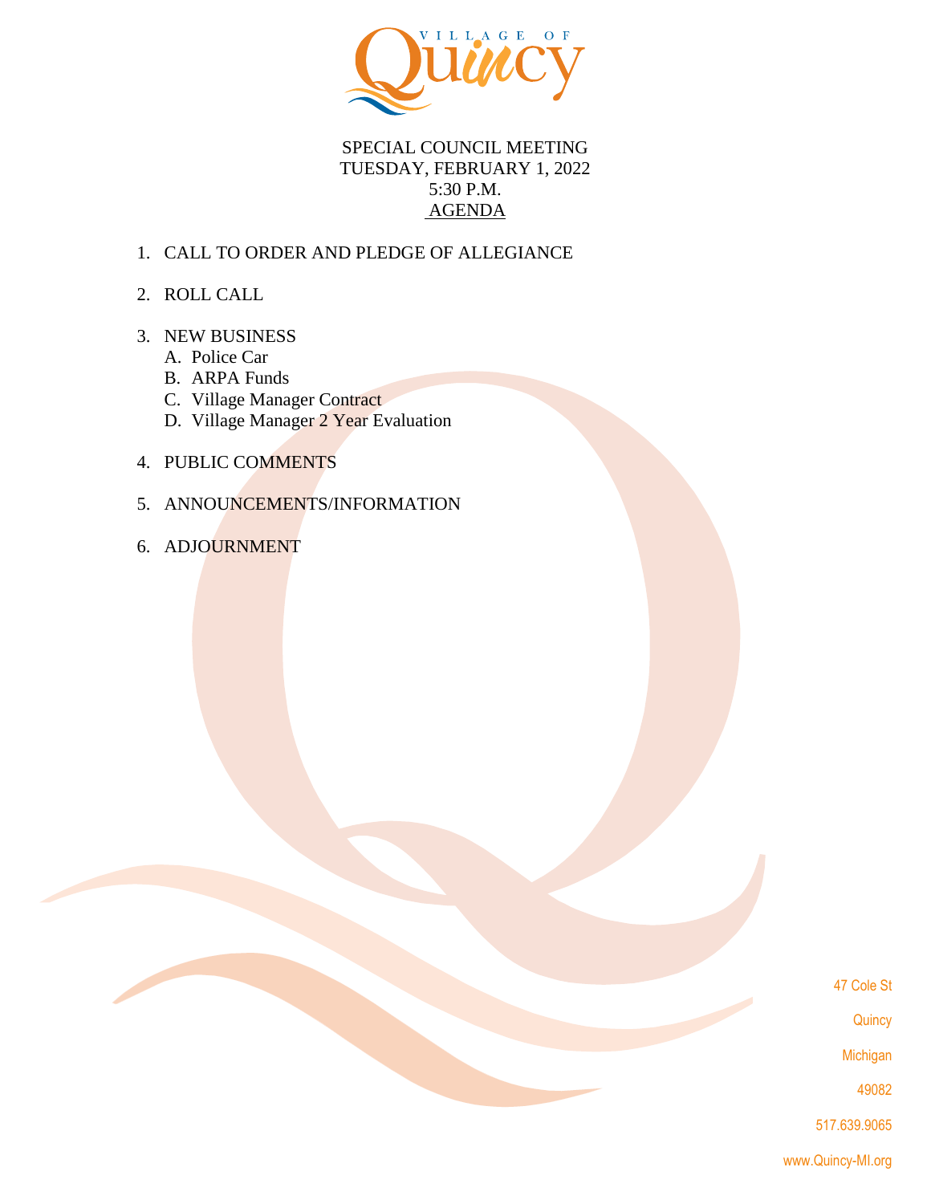VILLAGE OF Quincy

SPECIAL COUNCIL MEETING
TUESDAY, FEBRUARY 1, 2022
5:30 P.M.
AGENDA

1. CALL TO ORDER AND PLEDGE OF ALLEGIANCE

2. ROLL CALL

3. NEW BUSINESS
   A. Police Car
   B. ARPA Funds
   C. Village Manager Contract
   D. Village Manager 2 Year Evaluation

4. PUBLIC COMMENTS

5. ANNOUNCEMENTS/INFORMATION

6. ADJOURNMENT

47 Cole St
Quincy
Michigan
49082
517.639.9065
www.Quincy-MI.org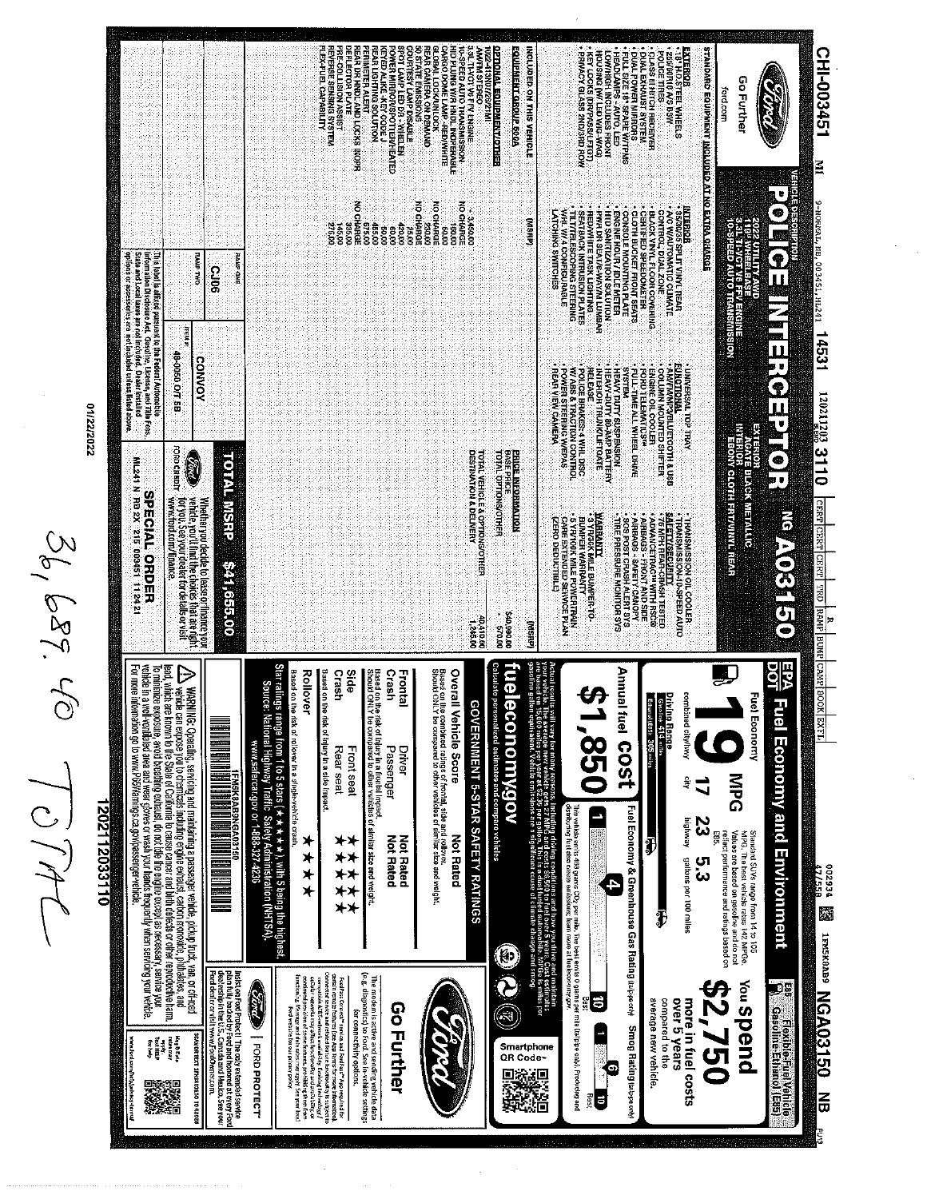# CHI-003451 MI 9-NORVAL, ND, 00345, ML241 14531 12021203 3110 NG A03150 NGA03150 NB

**Go Further**

ford.com

## VEHICLE DESCRIPTION

# POLICE INTERCEPTOR

2022 UTILITY AWD
3.3L TI-VCT FFV V6 ENGINE
10-SPEED AUTO TRANSMISSION

EXTERIOR: AGATE BLACK METALLIC
INTERIOR: EBONY CLOTH FRT/VINYL REAR

### STANDARD EQUIPMENT INCLUDED AT NO EXTRA CHARGE

**EXTERIOR**

- 18" H.D. STEEL WHEELS
- 255/60R18 A/S BSW POLICE TIRES
- CLASS III HITCH RECEIVER
- DUAL EXHAUST SYSTEM
- DUAL POWER MIRRORS
- HEADLAMPS - AUTO LED
- LOWHIGH; INCLUDES FRONT HOUSING (W/ LED WIG-WAG)
- KEY LOCKS (DROP/SELF FD)
- PRIVACY GLASS 2ND/3RD ROW

**INTERIOR**

- 35/30/35 SPLIT VINYL REAR
- 2-ZONE MANUAL CLIMATE CONTROL, DUAL ZONE
- BLACK VINYL FLOOR COVERING
- CERTIFIED SPEEDOMETER
- CLOTH BUCKET FRONT SEATS
- CONSOLE MOUNTING PLATE
- ENGINE HOUR / IDLE METER
- HID SANITIZATION SOLUTION
- PWR DR SEAT/6-WAY/4 LUMBAR
- REDWHITE TASK LIGHTING
- SEAT/BELT INTRUSION PLATE
- TILT/TELESCOPING STEERING WHL W/4 CONFIGURABLE LATCHING SWITCHES

**FUNCTIONAL**

- UNIVERSAL TOP TRAY
- AM/FM/MP3/BLUETOOTH & USB
- COLUMN MOUNTED SHIFTER
- ENGINE OIL COOLER
- FORD TELEMATICS™
- FULL-TIME ALL WHEEL DRIVE
- HEAVY DUTY SUSPENSION
- HEAVY-DUTY 80-AMP BATTERY
- INTERIOR TRUNK/LIFTGATE RELEASE
- POLICE BRAKES-4 WHL DISC W/ABS & TRACTION CONTROL
- POWER STEERING W/EPAS
- REAR VIEW CAMERA
- TRANSMISSION OIL COOLER
- TRANSMISSION-10-SPEED AUTO

**SAFETY/SECURITY**

- 75 MPH REAR CRASH TESTED
- ADVANCETRAC™ WITH RSC®
- AIRBAGS - FRONT AND SIDE
- AIRBAGS - SAFETY CANOPY
- SOS POST-CRASH ALERT SYS
- TIRE PRESSURE MONITOR SYS

**WARRANTY**

- 3 YR/36K MILE BUMPER-TO-BUMPER WARRANTY
- 5 YR/100K MILE POWERTRAIN CARE EXTENDED SERVICE PLAN (ZERO DEDUCTIBLE)

| INCLUDED ON THIS VEHICLE | (MSRP) |
|---|---|
| EQUIPMENT GROUP 500A | |
| **OPTIONAL EQUIPMENT/OTHER** | |
| 102A-413N3/72/21M1 | |
| 3.3L TI-VCT V6 FFV ENGINE | 3,450.00 |
| 10-SPEED AUTO TRANSMISSION | NO CHARGE |
| HID PLUNG WITH HNDL INOPERABLE | 100.00 |
| CARGO DOME LAMP - RED/WHITE | 60.00 |
| GLOBAL LOCK/UNLOCK | NO CHARGE |
| REAR CAMERA ON DEMAND | 250.00 |
| 50 STATE EMISSIONS | NO CHARGE |
| COURTESY LAMP DISABLE | 25.00 |
| SPOT LAMP LED - WHELEN | 450.00 |
| POWER MIRRORS/SPOTTER HEATED | 60.00 |
| KEYED ALIKE, KEY CODE J | 50.00 |
| REAR LIGHTING SOLUTION | 465.00 |
| PERIMETER ALERT | 675.00 |
| REAR HNDL AND LOCKS INOPR | NO CHARGE |
| DEFLECTOR PLATE | 300.00 |
| PRE-COLLISION ASSIST | 145.00 |
| REVERSE SENSING SYSTEM | 275.00 |
| FLEX-FUEL CAPABILITY | |

| PRICE INFORMATION | (MSRP) |
|---|---|
| BASE PRICE | $40,090.00 |
| TOTAL OPTIONS/OTHER | 570.00 |
| TOTAL VEHICLE & OPTIONS/OTHER | 40,410.00 |
| DESTINATION & DELIVERY | 1,245.00 |

## TOTAL MSRP $41,655.00

Whether you decide to lease or finance your vehicle, you'll find the choices that are right for you. See your dealer for details or visit www.ford.com/finance.

FORD CREDIT

**SPECIAL ORDER**

ML241 N RB 2X 215 003451 11 24 21

RAMP ONE: CJ06
RAMP TWO:
CONVOY
ITEM #: 48-0050 OT 5B

This label is affixed pursuant to the Federal Automobile Information Disclosure Act. Gasoline, License, and Title Fees, State and Local taxes are not included. Dealer installed options or accessories are not included unless listed above.

## EPA DOT Fuel Economy and Environment

E85 Flexible-Fuel Vehicle Gasoline-Ethanol (E85)

**Fuel Economy**

**19** MPG combined city/hwy

17 city | 23 highway | 5.3 gallons per 100 miles

Standard SUVs range from 14 to 105 MPG. The best vehicle rates 142 MPGe. Values are based on gasoline and do not reflect performance and ratings based on E85.

**You spend $2,750 more in fuel costs over 5 years** compared to the average new vehicle.

**Annual fuel cost $1,850**

Fuel Economy & Greenhouse Gas Rating (tailpipe only): 4

Smog Rating (tailpipe only): 6

This vehicle emits 469 grams CO₂ per mile. The best emits 0 grams per mile (tailpipe only). Producing and distributing fuel also create emissions; learn more at fueleconomy.gov.

**fueleconomy.gov**

Calculate personalized estimates and compare vehicles

Smartphone QR Code™

## GOVERNMENT 5-STAR SAFETY RATINGS

| | | |
|---|---|---|
| **Overall Vehicle Score** | | Not Rated |
| Based on the combined ratings of frontal, side and rollover. Should ONLY be compared to other vehicles of similar size and weight. | | |
| **Frontal Crash** | Driver | Not Rated |
| | Passenger | Not Rated |
| Based on the risk of injury in a frontal impact. Should ONLY be compared to other vehicles of similar size and weight. | | |
| **Side Crash** | Front seat | ★★★★★ |
| | Rear seat | ★★★★★ |
| Based on the risk of injury in a side impact. | | |
| **Rollover** | | ★★★★ |
| Based on the risk of rollover in a single-vehicle crash. | | |

Star ratings range from 1 to 5 stars (★★★★★), with 5 being the highest.
Source: National Highway Traffic Safety Administration (NHTSA).
www.safercar.gov or 1-888-327-4236

1FM5K8AB9NGA03150

⚠ WARNING: Operating, servicing and maintaining a passenger vehicle, pickup truck, van, or off-road vehicle can expose you to chemicals including engine exhaust, carbon monoxide, phthalates, and lead, which are known to the State of California to cause cancer and birth defects or other reproductive harm. To minimize exposure, avoid breathing exhaust, do not idle the engine except as necessary, service your vehicle in a well-ventilated area and wear gloves or wash your hands frequently when servicing your vehicle. For more information go to www.P65Warnings.ca.gov/passenger-vehicle.

**Go Further**

The modem is active and sending vehicle data (e.g. diagnostics) to Ford. See in-vehicle settings for connectivity options.

FORD PROTECT

Insist on Ford Protect. The only extended service plan fully backed by Ford and honored at every Ford dealership in the U.S., Canada and Mexico. See your Ford dealer or visit www.FordOwner.com.

12021203110

01/22/2022

36,687.40 TOTAL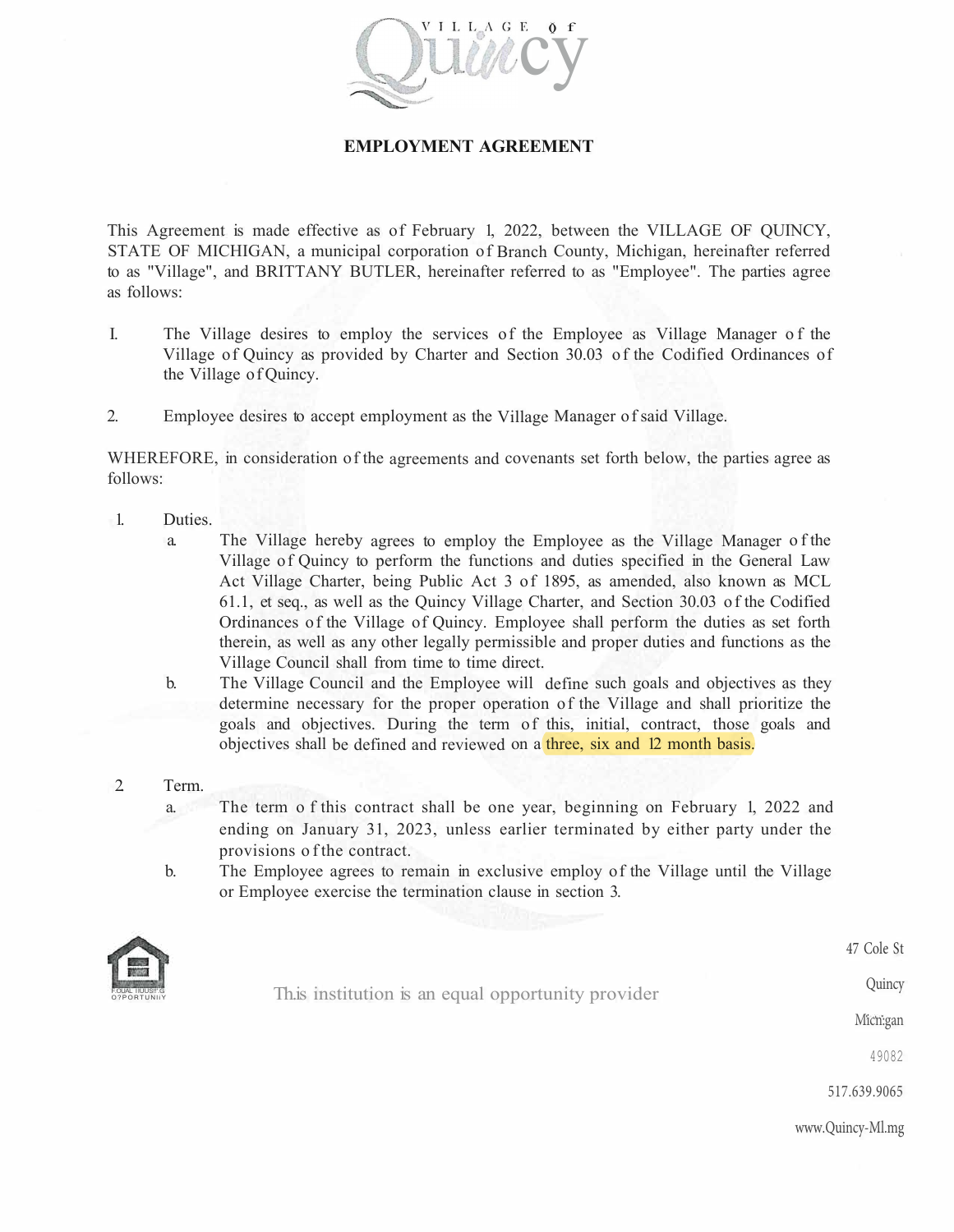# EMPLOYMENT AGREEMENT

This Agreement is made effective as of February 1, 2022, between the VILLAGE OF QUINCY, STATE OF MICHIGAN, a municipal corporation of Branch County, Michigan, hereinafter referred to as "Village", and BRITTANY BUTLER, hereinafter referred to as "Employee". The parties agree as follows:

1. The Village desires to employ the services of the Employee as Village Manager of the Village of Quincy as provided by Charter and Section 30.03 of the Codified Ordinances of the Village of Quincy.

2. Employee desires to accept employment as the Village Manager of said Village.

WHEREFORE, in consideration of the agreements and covenants set forth below, the parties agree as follows:

1. Duties.
   a. The Village hereby agrees to employ the Employee as the Village Manager of the Village of Quincy to perform the functions and duties specified in the General Law Act Village Charter, being Public Act 3 of 1895, as amended, also known as MCL 61.1, et seq., as well as the Quincy Village Charter, and Section 30.03 of the Codified Ordinances of the Village of Quincy. Employee shall perform the duties as set forth therein, as well as any other legally permissible and proper duties and functions as the Village Council shall from time to time direct.
   b. The Village Council and the Employee will define such goals and objectives as they determine necessary for the proper operation of the Village and shall prioritize the goals and objectives. During the term of this, initial, contract, those goals and objectives shall be defined and reviewed on a three, six and 12 month basis.

2. Term.
   a. The term of this contract shall be one year, beginning on February 1, 2022 and ending on January 31, 2023, unless earlier terminated by either party under the provisions of the contract.
   b. The Employee agrees to remain in exclusive employ of the Village until the Village or Employee exercise the termination clause in section 3.

This institution is an equal opportunity provider

47 Cole St
Quincy
Michigan
49082
517.639.9065
www.Quincy-MI.org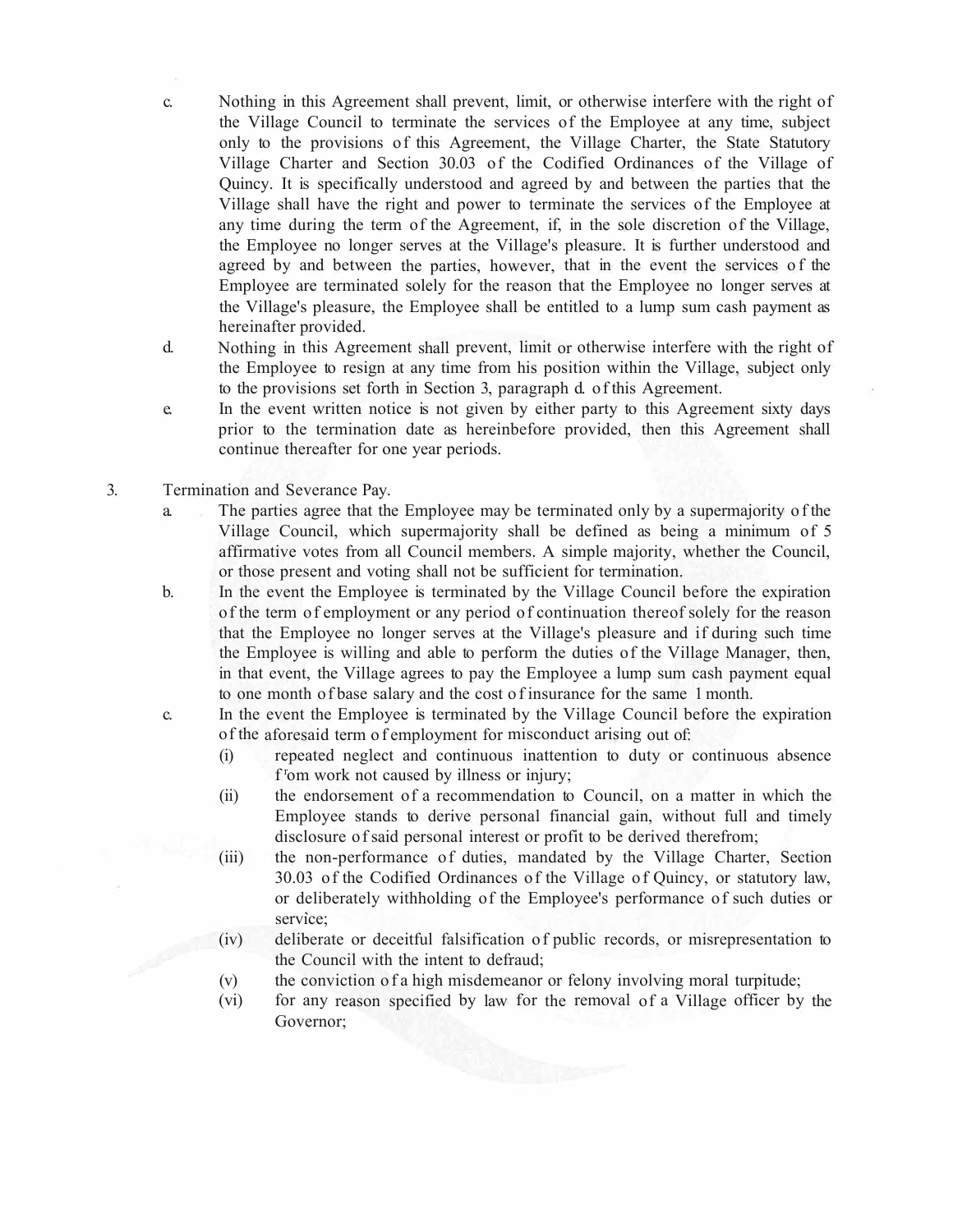c. Nothing in this Agreement shall prevent, limit, or otherwise interfere with the right of the Village Council to terminate the services of the Employee at any time, subject only to the provisions of this Agreement, the Village Charter, the State Statutory Village Charter and Section 30.03 of the Codified Ordinances of the Village of Quincy. It is specifically understood and agreed by and between the parties that the Village shall have the right and power to terminate the services of the Employee at any time during the term of the Agreement, if, in the sole discretion of the Village, the Employee no longer serves at the Village's pleasure. It is further understood and agreed by and between the parties, however, that in the event the services of the Employee are terminated solely for the reason that the Employee no longer serves at the Village's pleasure, the Employee shall be entitled to a lump sum cash payment as hereinafter provided.

d. Nothing in this Agreement shall prevent, limit or otherwise interfere with the right of the Employee to resign at any time from his position within the Village, subject only to the provisions set forth in Section 3, paragraph d. of this Agreement.

e. In the event written notice is not given by either party to this Agreement sixty days prior to the termination date as hereinbefore provided, then this Agreement shall continue thereafter for one year periods.

3. Termination and Severance Pay.

a. The parties agree that the Employee may be terminated only by a supermajority of the Village Council, which supermajority shall be defined as being a minimum of 5 affirmative votes from all Council members. A simple majority, whether the Council, or those present and voting shall not be sufficient for termination.

b. In the event the Employee is terminated by the Village Council before the expiration of the term of employment or any period of continuation thereof solely for the reason that the Employee no longer serves at the Village's pleasure and if during such time the Employee is willing and able to perform the duties of the Village Manager, then, in that event, the Village agrees to pay the Employee a lump sum cash payment equal to one month of base salary and the cost of insurance for the same 1 month.

c. In the event the Employee is terminated by the Village Council before the expiration of the aforesaid term of employment for misconduct arising out of:

(i) repeated neglect and continuous inattention to duty or continuous absence from work not caused by illness or injury;

(ii) the endorsement of a recommendation to Council, on a matter in which the Employee stands to derive personal financial gain, without full and timely disclosure of said personal interest or profit to be derived therefrom;

(iii) the non-performance of duties, mandated by the Village Charter, Section 30.03 of the Codified Ordinances of the Village of Quincy, or statutory law, or deliberately withholding of the Employee's performance of such duties or service;

(iv) deliberate or deceitful falsification of public records, or misrepresentation to the Council with the intent to defraud;

(v) the conviction of a high misdemeanor or felony involving moral turpitude;

(vi) for any reason specified by law for the removal of a Village officer by the Governor;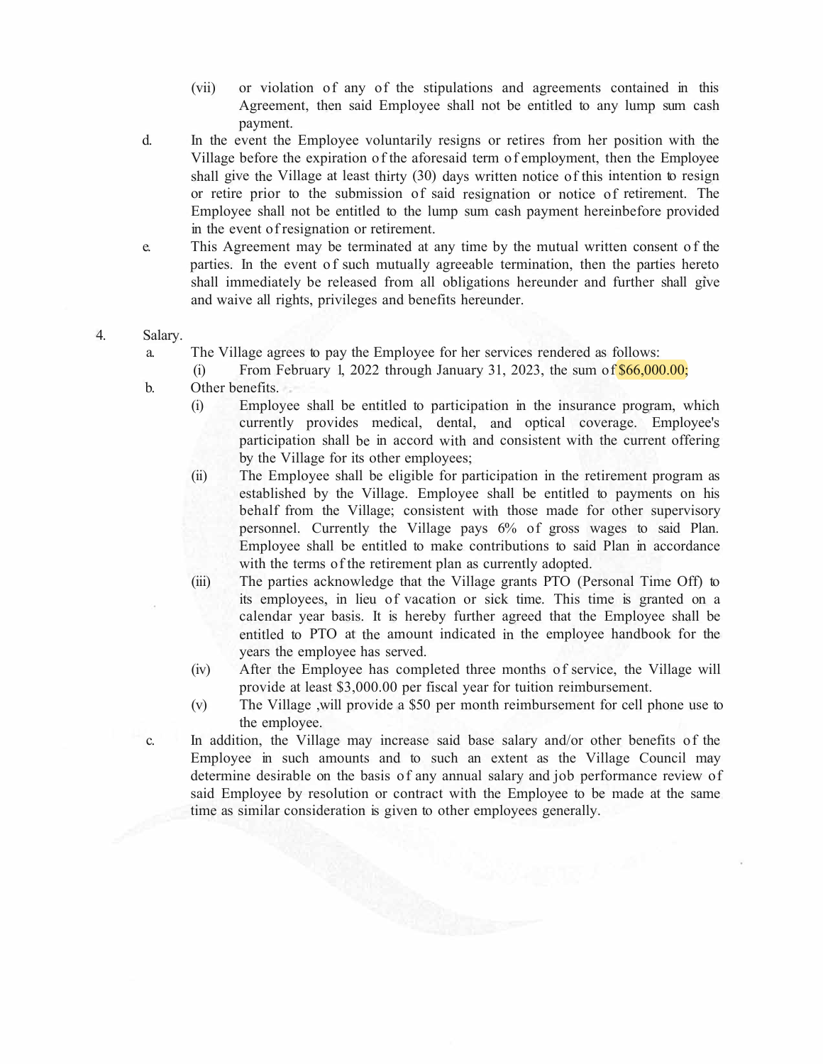(vii) or violation of any of the stipulations and agreements contained in this Agreement, then said Employee shall not be entitled to any lump sum cash payment.

d. In the event the Employee voluntarily resigns or retires from her position with the Village before the expiration of the aforesaid term of employment, then the Employee shall give the Village at least thirty (30) days written notice of this intention to resign or retire prior to the submission of said resignation or notice of retirement. The Employee shall not be entitled to the lump sum cash payment hereinbefore provided in the event of resignation or retirement.

e. This Agreement may be terminated at any time by the mutual written consent of the parties. In the event of such mutually agreeable termination, then the parties hereto shall immediately be released from all obligations hereunder and further shall give and waive all rights, privileges and benefits hereunder.

4. Salary.

a. The Village agrees to pay the Employee for her services rendered as follows:

(i) From February 1, 2022 through January 31, 2023, the sum of $66,000.00;

b. Other benefits.

(i) Employee shall be entitled to participation in the insurance program, which currently provides medical, dental, and optical coverage. Employee's participation shall be in accord with and consistent with the current offering by the Village for its other employees;

(ii) The Employee shall be eligible for participation in the retirement program as established by the Village. Employee shall be entitled to payments on his behalf from the Village; consistent with those made for other supervisory personnel. Currently the Village pays 6% of gross wages to said Plan. Employee shall be entitled to make contributions to said Plan in accordance with the terms of the retirement plan as currently adopted.

(iii) The parties acknowledge that the Village grants PTO (Personal Time Off) to its employees, in lieu of vacation or sick time. This time is granted on a calendar year basis. It is hereby further agreed that the Employee shall be entitled to PTO at the amount indicated in the employee handbook for the years the employee has served.

(iv) After the Employee has completed three months of service, the Village will provide at least $3,000.00 per fiscal year for tuition reimbursement.

(v) The Village ,will provide a $50 per month reimbursement for cell phone use to the employee.

c. In addition, the Village may increase said base salary and/or other benefits of the Employee in such amounts and to such an extent as the Village Council may determine desirable on the basis of any annual salary and job performance review of said Employee by resolution or contract with the Employee to be made at the same time as similar consideration is given to other employees generally.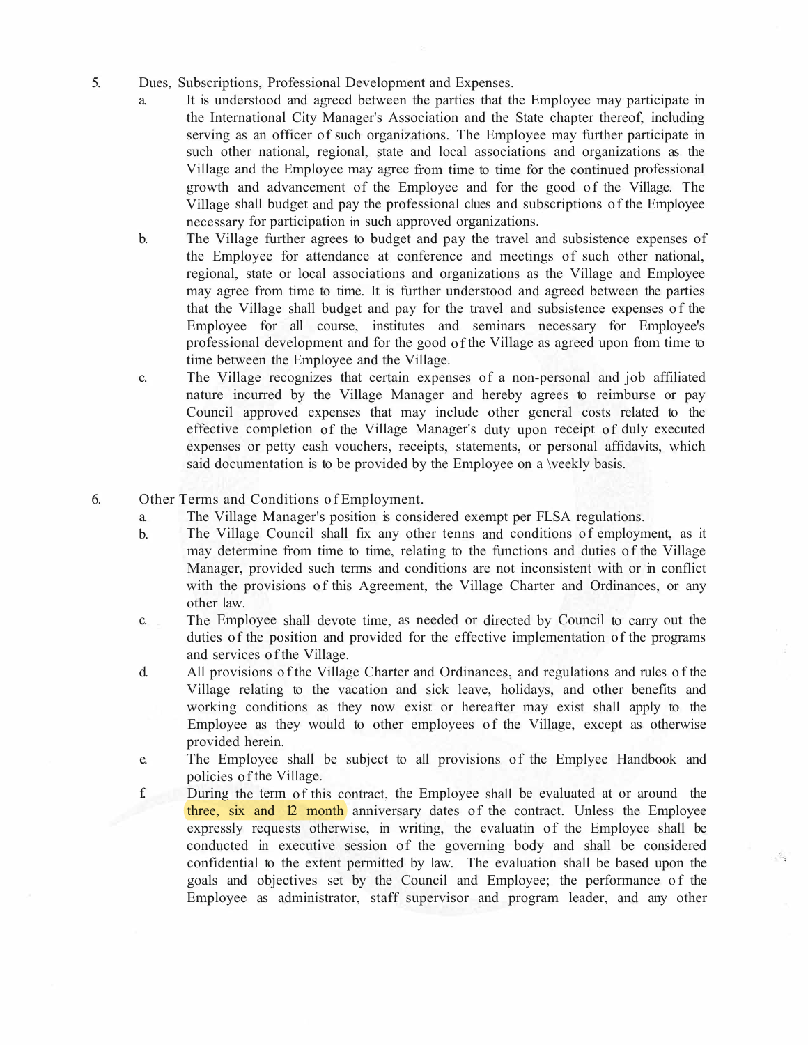5. Dues, Subscriptions, Professional Development and Expenses.
   a. It is understood and agreed between the parties that the Employee may participate in the International City Manager's Association and the State chapter thereof, including serving as an officer of such organizations. The Employee may further participate in such other national, regional, state and local associations and organizations as the Village and the Employee may agree from time to time for the continued professional growth and advancement of the Employee and for the good of the Village. The Village shall budget and pay the professional clues and subscriptions of the Employee necessary for participation in such approved organizations.
   b. The Village further agrees to budget and pay the travel and subsistence expenses of the Employee for attendance at conference and meetings of such other national, regional, state or local associations and organizations as the Village and Employee may agree from time to time. It is further understood and agreed between the parties that the Village shall budget and pay for the travel and subsistence expenses of the Employee for all course, institutes and seminars necessary for Employee's professional development and for the good of the Village as agreed upon from time to time between the Employee and the Village.
   c. The Village recognizes that certain expenses of a non-personal and job affiliated nature incurred by the Village Manager and hereby agrees to reimburse or pay Council approved expenses that may include other general costs related to the effective completion of the Village Manager's duty upon receipt of duly executed expenses or petty cash vouchers, receipts, statements, or personal affidavits, which said documentation is to be provided by the Employee on a \veekly basis.

6. Other Terms and Conditions of Employment.
   a. The Village Manager's position is considered exempt per FLSA regulations.
   b. The Village Council shall fix any other tenns and conditions of employment, as it may determine from time to time, relating to the functions and duties of the Village Manager, provided such terms and conditions are not inconsistent with or in conflict with the provisions of this Agreement, the Village Charter and Ordinances, or any other law.
   c. The Employee shall devote time, as needed or directed by Council to carry out the duties of the position and provided for the effective implementation of the programs and services of the Village.
   d. All provisions of the Village Charter and Ordinances, and regulations and rules of the Village relating to the vacation and sick leave, holidays, and other benefits and working conditions as they now exist or hereafter may exist shall apply to the Employee as they would to other employees of the Village, except as otherwise provided herein.
   e. The Employee shall be subject to all provisions of the Emplyee Handbook and policies of the Village.
   f. During the term of this contract, the Employee shall be evaluated at or around the three, six and 12 month anniversary dates of the contract. Unless the Employee expressly requests otherwise, in writing, the evaluatin of the Employee shall be conducted in executive session of the governing body and shall be considered confidential to the extent permitted by law. The evaluation shall be based upon the goals and objectives set by the Council and Employee; the performance of the Employee as administrator, staff supervisor and program leader, and any other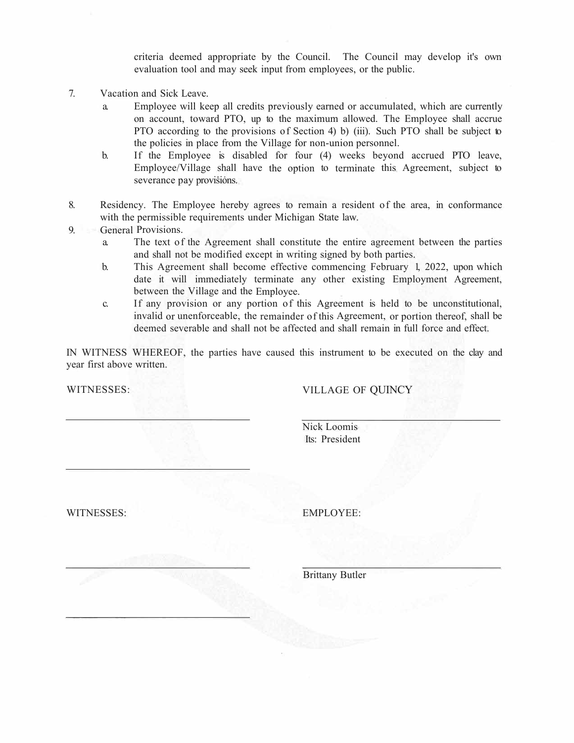criteria deemed appropriate by the Council. The Council may develop it's own evaluation tool and may seek input from employees, or the public.

7. Vacation and Sick Leave.
   a. Employee will keep all credits previously earned or accumulated, which are currently on account, toward PTO, up to the maximum allowed. The Employee shall accrue PTO according to the provisions of Section 4) b) (iii). Such PTO shall be subject to the policies in place from the Village for non-union personnel.
   b. If the Employee is disabled for four (4) weeks beyond accrued PTO leave, Employee/Village shall have the option to terminate this Agreement, subject to severance pay provisions.

8. Residency. The Employee hereby agrees to remain a resident of the area, in conformance with the permissible requirements under Michigan State law.

9. General Provisions.
   a. The text of the Agreement shall constitute the entire agreement between the parties and shall not be modified except in writing signed by both parties.
   b. This Agreement shall become effective commencing February 1, 2022, upon which date it will immediately terminate any other existing Employment Agreement, between the Village and the Employee.
   c. If any provision or any portion of this Agreement is held to be unconstitutional, invalid or unenforceable, the remainder of this Agreement, or portion thereof, shall be deemed severable and shall not be affected and shall remain in full force and effect.

IN WITNESS WHEREOF, the parties have caused this instrument to be executed on the clay and year first above written.

WITNESSES:

\_\_\_\_\_\_\_\_\_\_\_\_\_\_\_\_\_\_\_\_\_\_\_\_\_\_\_\_\_\_\_\_

\_\_\_\_\_\_\_\_\_\_\_\_\_\_\_\_\_\_\_\_\_\_\_\_\_\_\_\_\_\_\_\_

VILLAGE OF QUINCY

\_\_\_\_\_\_\_\_\_\_\_\_\_\_\_\_\_\_\_\_\_\_\_\_\_\_\_\_\_\_\_\_

Nick Loomis
Its: President

WITNESSES:

\_\_\_\_\_\_\_\_\_\_\_\_\_\_\_\_\_\_\_\_\_\_\_\_\_\_\_\_\_\_\_\_

\_\_\_\_\_\_\_\_\_\_\_\_\_\_\_\_\_\_\_\_\_\_\_\_\_\_\_\_\_\_\_\_

EMPLOYEE:

\_\_\_\_\_\_\_\_\_\_\_\_\_\_\_\_\_\_\_\_\_\_\_\_\_\_\_\_\_\_\_\_

Brittany Butler